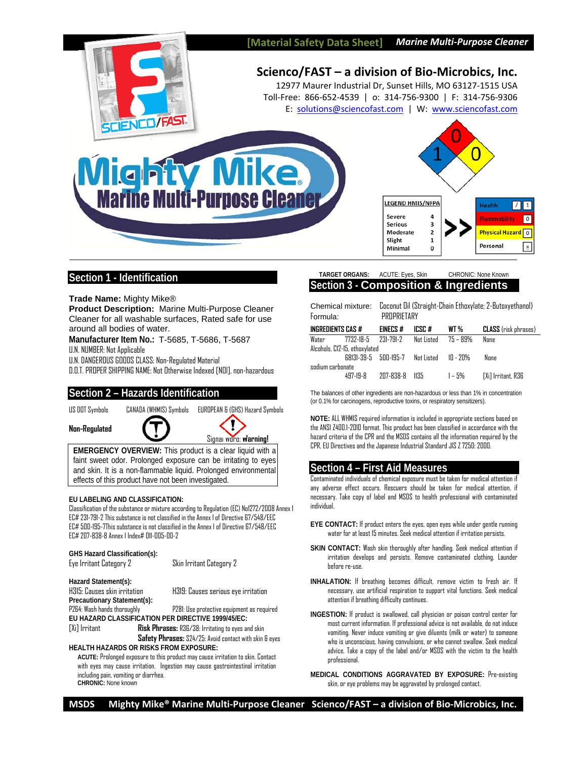[Material Safety Data Sheet] *Marine Multi-Purpose Cleaner*

# Scienco/FAST – a division of Bio-Microbics, Inc.

12977 Maurer Industrial Dr, Sunset Hills, MO 63127-1515 USA
Toll-Free: 866-652-4539 | o: 314-756-9300 | F: 314-756-9306
E: solutions@sciencofast.com | W: www.sciencofast.com

# Mighty Mike® Marine Multi-Purpose Cleaner

| LEGEND HMIS/NFPA | |
|---|---|
| Severe | 4 |
| Serious | 3 |
| Moderate | 2 |
| Slight | 1 |
| Minimal | 0 |

| HMIS | |
|---|---|
| Health | / 1 |
| Flammability | 0 |
| Physical Hazard | 0 |
| Personal | x |

NFPA: Health 1, Flammability 0, Reactivity 0

## Section 1 - Identification

**Trade Name:** Mighty Mike®
**Product Description:** Marine Multi-Purpose Cleaner
Cleaner for all washable surfaces, Rated safe for use around all bodies of water.
**Manufacturer Item No.:** T-5685, T-5686, T-5687
U.N. NUMBER: Not Applicable
U.N. DANGEROUS GOODS CLASS: Non-Regulated Material
D.O.T. PROPER SHIPPING NAME: Not Otherwise Indexed [NOI], non-hazardous

## Section 2 – Hazards Identification

| US DOT Symbols | CANADA (WHMIS) Symbols | EUROPEAN & (GHS) Hazard Symbols |
|---|---|---|
| Non-Regulated | | Signal word: **Warning!** |

**EMERGENCY OVERVIEW:** This product is a clear liquid with a faint sweet odor. Prolonged exposure can be irritating to eyes and skin. It is a non-flammable liquid. Prolonged environmental effects of this product have not been investigated.

**EU LABELING AND CLASSIFICATION:**
Classification of the substance or mixture according to Regulation (EC) No1272/2008 Annex 1
EC# 231-791-2 This substance is not classified in the Annex I of Directive 67/548/EEC
EC# 500-195-7This substance is not classified in the Annex I of Directive 67/548/EEC
EC# 207-838-8 Annex I Index# 011-005-00-2

**GHS Hazard Classification(s):**
Eye Irritant Category 2 Skin Irritant Category 2

**Hazard Statement(s):**
H315: Causes skin irritation H319: Causes serious eye irritation
**Precautionary Statement(s):**
P264: Wash hands thoroughly P281: Use protective equipment as required
**EU HAZARD CLASSIFICATION PER DIRECTIVE 1999/45/EC:**
[Xi] Irritant **Risk Phrases:** R36/38: Irritating to eyes and skin
**Safety Phrases:** S24/25: Avoid contact with skin & eyes
**HEALTH HAZARDS OR RISKS FROM EXPOSURE:**
**ACUTE:** Prolonged exposure to this product may cause irritation to skin. Contact with eyes may cause irritation. Ingestion may cause gastrointestinal irritation including pain, vomiting or diarrhea.
**CHRONIC:** None known

**TARGET ORGANS:** ACUTE: Eyes, Skin CHRONIC: None Known

## Section 3 - Composition & Ingredients

Chemical mixture: Coconut Oil (Straight-Chain Ethoxylate; 2-Butoxyethanol)
Formula: PROPRIETARY

| INGREDIENTS | CAS # | EINECS # | ICSC # | WT % | CLASS (risk phrases) |
|---|---|---|---|---|---|
| Water | 7732-18-5 | 231-791-2 | Not Listed | 75 – 89% | None |
| Alcohols, C12-15, ethoxylated | 68131-39-5 | 500-195-7 | Not Listed | 10 - 20% | None |
| sodium carbonate | 497-19-8 | 207-838-8 | 1135 | 1 – 5% | [Xi] Irritant, R36 |

The balances of other ingredients are non-hazardous or less than 1% in concentration (or 0.1% for carcinogens, reproductive toxins, or respiratory sensitizers).

**NOTE:** ALL WHMIS required information is included in appropriate sections based on the ANSI Z400.1-2010 format. This product has been classified in accordance with the hazard criteria of the CPR and the MSDS contains all the information required by the CPR, EU Directives and the Japanese Industrial Standard JIS Z 7250: 2000.

## Section 4 – First Aid Measures

Contaminated individuals of chemical exposure must be taken for medical attention if any adverse effect occurs. Rescuers should be taken for medical attention, if necessary. Take copy of label and MSDS to health professional with contaminated individual.

**EYE CONTACT:** If product enters the eyes, open eyes while under gentle running water for at least 15 minutes. Seek medical attention if irritation persists.

**SKIN CONTACT:** Wash skin thoroughly after handling. Seek medical attention if irritation develops and persists. Remove contaminated clothing. Launder before re-use.

**INHALATION:** If breathing becomes difficult, remove victim to fresh air. If necessary, use artificial respiration to support vital functions. Seek medical attention if breathing difficulty continues.

**INGESTION:** If product is swallowed, call physician or poison control center for most current information. If professional advice is not available, do not induce vomiting. Never induce vomiting or give diluents (milk or water) to someone who is unconscious, having convulsions, or who cannot swallow. Seek medical advice. Take a copy of the label and/or MSDS with the victim to the health professional.

**MEDICAL CONDITIONS AGGRAVATED BY EXPOSURE:** Pre-existing skin, or eye problems may be aggravated by prolonged contact.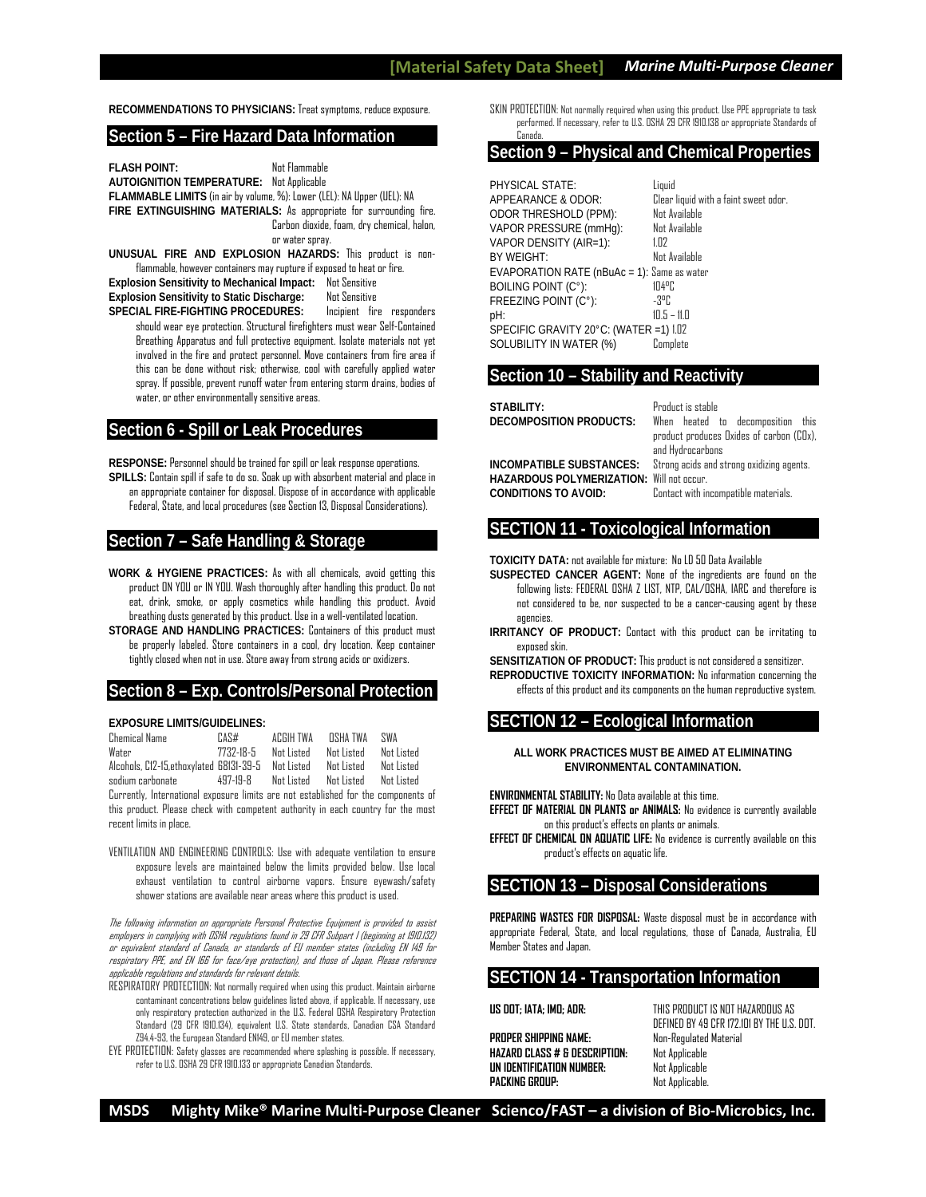**RECOMMENDATIONS TO PHYSICIANS:** Treat symptoms, reduce exposure.

## Section 5 – Fire Hazard Data Information

**FLASH POINT:** Not Flammable
**AUTOIGNITION TEMPERATURE:** Not Applicable
**FLAMMABLE LIMITS** (in air by volume, %): Lower (LEL): NA Upper (UEL): NA
**FIRE EXTINGUISHING MATERIALS:** As appropriate for surrounding fire. Carbon dioxide, foam, dry chemical, halon, or water spray.
**UNUSUAL FIRE AND EXPLOSION HAZARDS:** This product is non-flammable, however containers may rupture if exposed to heat or fire.
**Explosion Sensitivity to Mechanical Impact:** Not Sensitive
**Explosion Sensitivity to Static Discharge:** Not Sensitive
**SPECIAL FIRE-FIGHTING PROCEDURES:** Incipient fire responders should wear eye protection. Structural firefighters must wear Self-Contained Breathing Apparatus and full protective equipment. Isolate materials not yet involved in the fire and protect personnel. Move containers from fire area if this can be done without risk; otherwise, cool with carefully applied water spray. If possible, prevent runoff water from entering storm drains, bodies of water, or other environmentally sensitive areas.

## Section 6 - Spill or Leak Procedures

**RESPONSE:** Personnel should be trained for spill or leak response operations.
**SPILLS:** Contain spill if safe to do so. Soak up with absorbent material and place in an appropriate container for disposal. Dispose of in accordance with applicable Federal, State, and local procedures (see Section 13, Disposal Considerations).

## Section 7 – Safe Handling & Storage

**WORK & HYGIENE PRACTICES:** As with all chemicals, avoid getting this product ON YOU or IN YOU. Wash thoroughly after handling this product. Do not eat, drink, smoke, or apply cosmetics while handling this product. Avoid breathing dusts generated by this product. Use in a well-ventilated location.
**STORAGE AND HANDLING PRACTICES:** Containers of this product must be properly labeled. Store containers in a cool, dry location. Keep container tightly closed when not in use. Store away from strong acids or oxidizers.

## Section 8 – Exp. Controls/Personal Protection

**EXPOSURE LIMITS/GUIDELINES:**

| Chemical Name | CAS# | ACGIH TWA | OSHA TWA | SWA |
|---|---|---|---|---|
| Water | 7732-18-5 | Not Listed | Not Listed | Not Listed |
| Alcohols, C12-15,ethoxylated | 68131-39-5 | Not Listed | Not Listed | Not Listed |
| sodium carbonate | 497-19-8 | Not Listed | Not Listed | Not Listed |

Currently, International exposure limits are not established for the components of this product. Please check with competent authority in each country for the most recent limits in place.

VENTILATION AND ENGINEERING CONTROLS: Use with adequate ventilation to ensure exposure levels are maintained below the limits provided below. Use local exhaust ventilation to control airborne vapors. Ensure eyewash/safety shower stations are available near areas where this product is used.

*The following information on appropriate Personal Protective Equipment is provided to assist employers in complying with OSHA regulations found in 29 CFR Subpart I (beginning at 1910.132) or equivalent standard of Canada, or standards of EU member states (including EN 149 for respiratory PPE, and EN 166 for face/eye protection), and those of Japan. Please reference applicable regulations and standards for relevant details.*

RESPIRATORY PROTECTION: Not normally required when using this product. Maintain airborne contaminant concentrations below guidelines listed above, if applicable. If necessary, use only respiratory protection authorized in the U.S. Federal OSHA Respiratory Protection Standard (29 CFR 1910.134), equivalent U.S. State standards, Canadian CSA Standard Z94.4-93, the European Standard EN149, or EU member states.

EYE PROTECTION: Safety glasses are recommended where splashing is possible. If necessary, refer to U.S. OSHA 29 CFR 1910.133 or appropriate Canadian Standards.

SKIN PROTECTION: Not normally required when using this product. Use PPE appropriate to task performed. If necessary, refer to U.S. OSHA 29 CFR 1910.138 or appropriate Standards of Canada.

## Section 9 – Physical and Chemical Properties

PHYSICAL STATE: Liquid
APPEARANCE & ODOR: Clear liquid with a faint sweet odor.
ODOR THRESHOLD (PPM): Not Available
VAPOR PRESSURE (mmHg): Not Available
VAPOR DENSITY (AIR=1): 1.02
BY WEIGHT: Not Available
EVAPORATION RATE (nBuAc = 1): Same as water
BOILING POINT (C°): 104ºC
FREEZING POINT (C°): -3ºC
pH: 10.5 – 11.0
SPECIFIC GRAVITY 20°C: (WATER =1) 1.02
SOLUBILITY IN WATER (%) Complete

## Section 10 – Stability and Reactivity

**STABILITY:** Product is stable
**DECOMPOSITION PRODUCTS:** When heated to decomposition this product produces Oxides of carbon (COx), and Hydrocarbons
**INCOMPATIBLE SUBSTANCES:** Strong acids and strong oxidizing agents.
**HAZARDOUS POLYMERIZATION:** Will not occur.
**CONDITIONS TO AVOID:** Contact with incompatible materials.

## SECTION 11 - Toxicological Information

**TOXICITY DATA:** not available for mixture: No LD 50 Data Available
**SUSPECTED CANCER AGENT:** None of the ingredients are found on the following lists: FEDERAL OSHA Z LIST, NTP, CAL/OSHA, IARC and therefore is not considered to be, nor suspected to be a cancer-causing agent by these agencies.
**IRRITANCY OF PRODUCT:** Contact with this product can be irritating to exposed skin.
**SENSITIZATION OF PRODUCT:** This product is not considered a sensitizer.
**REPRODUCTIVE TOXICITY INFORMATION:** No information concerning the effects of this product and its components on the human reproductive system.

## SECTION 12 – Ecological Information

**ALL WORK PRACTICES MUST BE AIMED AT ELIMINATING ENVIRONMENTAL CONTAMINATION.**

**ENVIRONMENTAL STABILITY:** No Data available at this time.
**EFFECT OF MATERIAL ON PLANTS or ANIMALS:** No evidence is currently available on this product's effects on plants or animals.
**EFFECT OF CHEMICAL ON AQUATIC LIFE:** No evidence is currently available on this product's effects on aquatic life.

## SECTION 13 – Disposal Considerations

**PREPARING WASTES FOR DISPOSAL:** Waste disposal must be in accordance with appropriate Federal, State, and local regulations, those of Canada, Australia, EU Member States and Japan.

## SECTION 14 - Transportation Information

**US DOT; IATA; IMO; ADR:** THIS PRODUCT IS NOT HAZARDOUS AS DEFINED BY 49 CFR 172.101 BY THE U.S. DOT.
**PROPER SHIPPING NAME:** Non-Regulated Material
**HAZARD CLASS # & DESCRIPTION:** Not Applicable
**UN IDENTIFICATION NUMBER:** Not Applicable
**PACKING GROUP:** Not Applicable.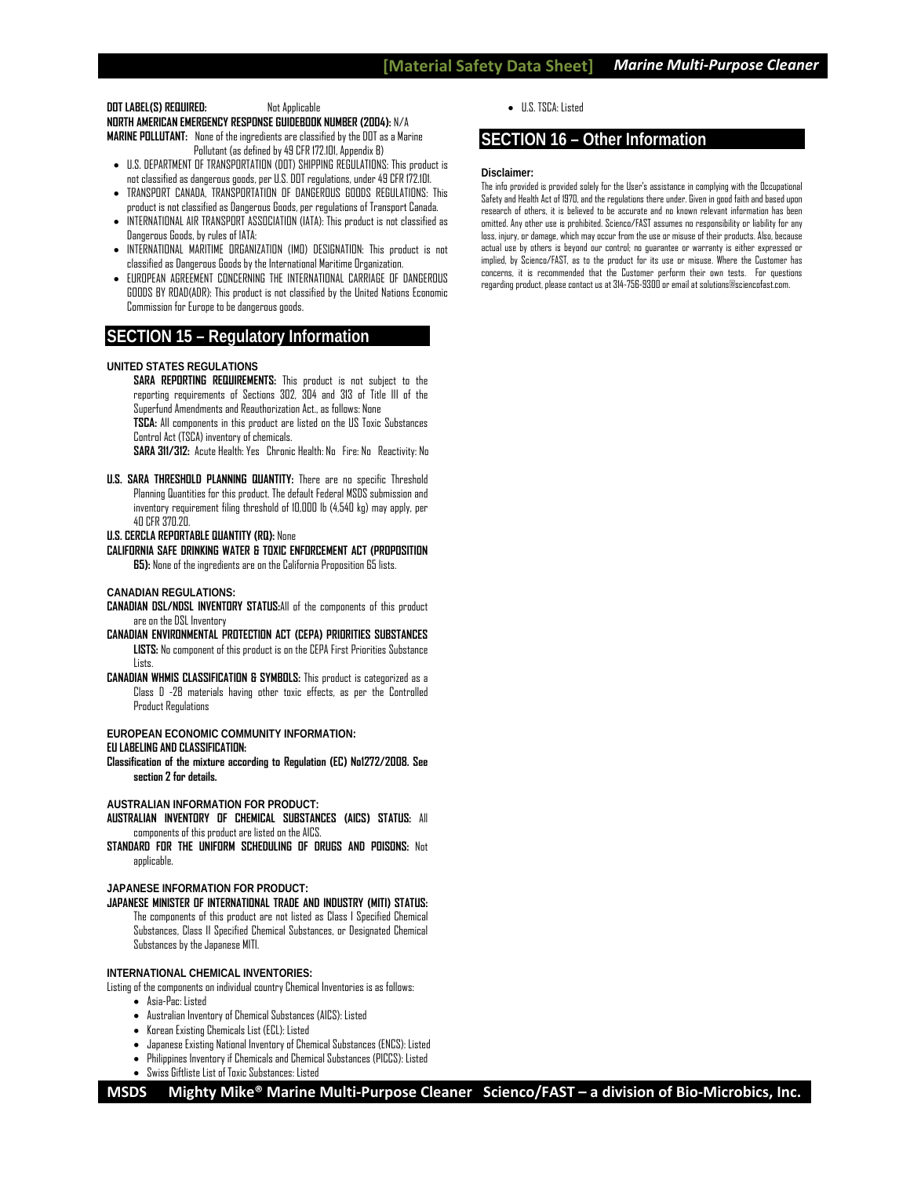**DOT LABEL(S) REQUIRED:** Not Applicable

**NORTH AMERICAN EMERGENCY RESPONSE GUIDEBOOK NUMBER (2004):** N/A

**MARINE POLLUTANT:** None of the ingredients are classified by the DOT as a Marine Pollutant (as defined by 49 CFR 172.101, Appendix B)

- U.S. DEPARTMENT OF TRANSPORTATION (DOT) SHIPPING REGULATIONS: This product is not classified as dangerous goods, per U.S. DOT regulations, under 49 CFR 172.101.
- TRANSPORT CANADA, TRANSPORTATION OF DANGEROUS GOODS REGULATIONS: This product is not classified as Dangerous Goods, per regulations of Transport Canada.
- INTERNATIONAL AIR TRANSPORT ASSOCIATION (IATA): This product is not classified as Dangerous Goods, by rules of IATA:
- INTERNATIONAL MARITIME ORGANIZATION (IMO) DESIGNATION: This product is not classified as Dangerous Goods by the International Maritime Organization.
- EUROPEAN AGREEMENT CONCERNING THE INTERNATIONAL CARRIAGE OF DANGEROUS GOODS BY ROAD(ADR): This product is not classified by the United Nations Economic Commission for Europe to be dangerous goods.

## SECTION 15 – Regulatory Information

**UNITED STATES REGULATIONS**

**SARA REPORTING REQUIREMENTS:** This product is not subject to the reporting requirements of Sections 302, 304 and 313 of Title III of the Superfund Amendments and Reauthorization Act., as follows: None

**TSCA:** All components in this product are listed on the US Toxic Substances Control Act (TSCA) inventory of chemicals.

**SARA 311/312:** Acute Health: Yes Chronic Health: No Fire: No Reactivity: No

**U.S. SARA THRESHOLD PLANNING QUANTITY:** There are no specific Threshold Planning Quantities for this product. The default Federal MSDS submission and inventory requirement filing threshold of 10,000 lb (4,540 kg) may apply, per 40 CFR 370.20.

**U.S. CERCLA REPORTABLE QUANTITY (RQ):** None

**CALIFORNIA SAFE DRINKING WATER & TOXIC ENFORCEMENT ACT (PROPOSITION 65):** None of the ingredients are on the California Proposition 65 lists.

**CANADIAN REGULATIONS:**

**CANADIAN DSL/NDSL INVENTORY STATUS:** All of the components of this product are on the DSL Inventory

**CANADIAN ENVIRONMENTAL PROTECTION ACT (CEPA) PRIORITIES SUBSTANCES LISTS:** No component of this product is on the CEPA First Priorities Substance Lists.

**CANADIAN WHMIS CLASSIFICATION & SYMBOLS:** This product is categorized as a Class D -2B materials having other toxic effects, as per the Controlled Product Regulations

**EUROPEAN ECONOMIC COMMUNITY INFORMATION:**

**EU LABELING AND CLASSIFICATION:**

**Classification of the mixture according to Regulation (EC) No1272/2008. See section 2 for details.**

**AUSTRALIAN INFORMATION FOR PRODUCT:**

**AUSTRALIAN INVENTORY OF CHEMICAL SUBSTANCES (AICS) STATUS:** All components of this product are listed on the AICS.

**STANDARD FOR THE UNIFORM SCHEDULING OF DRUGS AND POISONS:** Not applicable.

**JAPANESE INFORMATION FOR PRODUCT:**

**JAPANESE MINISTER OF INTERNATIONAL TRADE AND INDUSTRY (MITI) STATUS:** The components of this product are not listed as Class I Specified Chemical Substances, Class II Specified Chemical Substances, or Designated Chemical Substances by the Japanese MITI.

**INTERNATIONAL CHEMICAL INVENTORIES:**

Listing of the components on individual country Chemical Inventories is as follows:

- Asia-Pac: Listed
- Australian Inventory of Chemical Substances (AICS): Listed
- Korean Existing Chemicals List (ECL): Listed
- Japanese Existing National Inventory of Chemical Substances (ENCS): Listed
- Philippines Inventory if Chemicals and Chemical Substances (PICCS): Listed
- Swiss Giftliste List of Toxic Substances: Listed
- U.S. TSCA: Listed

## SECTION 16 – Other Information

**Disclaimer:**

The info provided is provided solely for the User's assistance in complying with the Occupational Safety and Health Act of 1970, and the regulations there under. Given in good faith and based upon research of others, it is believed to be accurate and no known relevant information has been omitted. Any other use is prohibited. Scienco/FAST assumes no responsibility or liability for any loss, injury, or damage, which may occur from the use or misuse of their products. Also, because actual use by others is beyond our control; no guarantee or warranty is either expressed or implied, by Scienco/FAST, as to the product for its use or misuse. Where the Customer has concerns, it is recommended that the Customer perform their own tests. For questions regarding product, please contact us at 314-756-9300 or email at solutions@sciencofast.com.